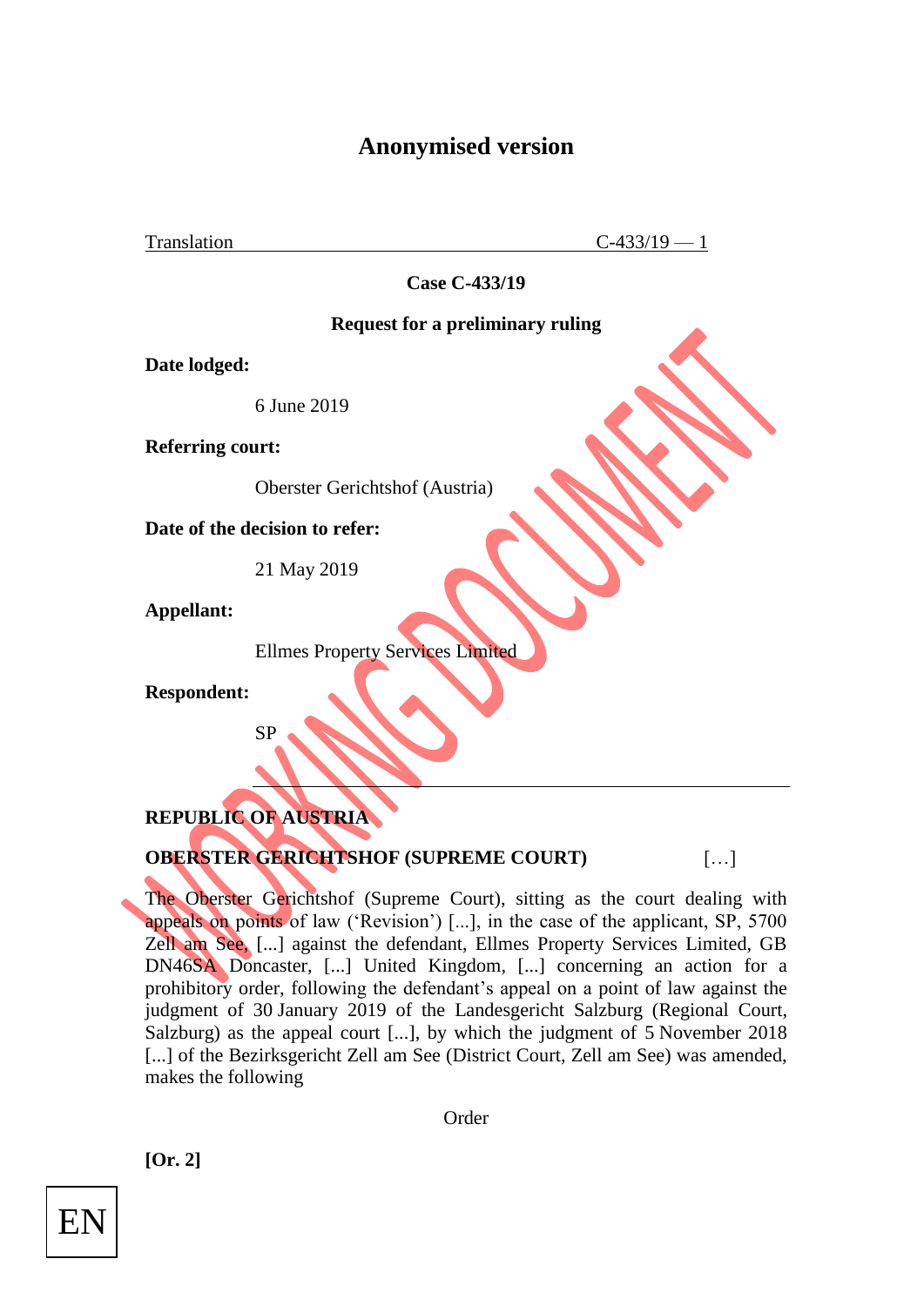# Anonymised version

Translation C-433/19 — 1

**Case C-433/19**

**Request for a preliminary ruling**

**Date lodged:**

6 June 2019

**Referring court:**

Oberster Gerichtshof (Austria)

**Date of the decision to refer:**

21 May 2019

**Appellant:**

Ellmes Property Services Limited

**Respondent:**

SP

---

**REPUBLIC OF AUSTRIA**

**OBERSTER GERICHTSHOF (SUPREME COURT)** […]

The Oberster Gerichtshof (Supreme Court), sitting as the court dealing with appeals on points of law ('Revision') [...], in the case of the applicant, SP, 5700 Zell am See, [...] against the defendant, Ellmes Property Services Limited, GB DN46SA Doncaster, [...] United Kingdom, [...] concerning an action for a prohibitory order, following the defendant's appeal on a point of law against the judgment of 30 January 2019 of the Landesgericht Salzburg (Regional Court, Salzburg) as the appeal court [...], by which the judgment of 5 November 2018 [...] of the Bezirksgericht Zell am See (District Court, Zell am See) was amended, makes the following

Order

**[Or. 2]**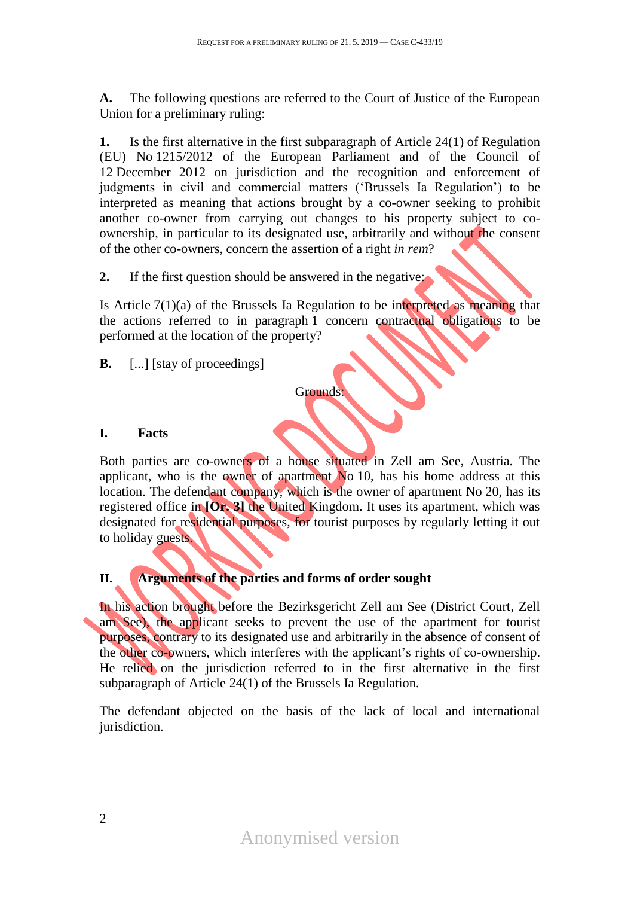**A.** The following questions are referred to the Court of Justice of the European Union for a preliminary ruling:

**1.** Is the first alternative in the first subparagraph of Article 24(1) of Regulation (EU) No 1215/2012 of the European Parliament and of the Council of 12 December 2012 on jurisdiction and the recognition and enforcement of judgments in civil and commercial matters ('Brussels Ia Regulation') to be interpreted as meaning that actions brought by a co-owner seeking to prohibit another co-owner from carrying out changes to his property subject to co-ownership, in particular to its designated use, arbitrarily and without the consent of the other co-owners, concern the assertion of a right *in rem*?

**2.** If the first question should be answered in the negative:

Is Article 7(1)(a) of the Brussels Ia Regulation to be interpreted as meaning that the actions referred to in paragraph 1 concern contractual obligations to be performed at the location of the property?

**B.** [...] [stay of proceedings]

Grounds:

## I. Facts

Both parties are co-owners of a house situated in Zell am See, Austria. The applicant, who is the owner of apartment No 10, has his home address at this location. The defendant company, which is the owner of apartment No 20, has its registered office in **[Or. 3]** the United Kingdom. It uses its apartment, which was designated for residential purposes, for tourist purposes by regularly letting it out to holiday guests.

## II. Arguments of the parties and forms of order sought

In his action brought before the Bezirksgericht Zell am See (District Court, Zell am See), the applicant seeks to prevent the use of the apartment for tourist purposes, contrary to its designated use and arbitrarily in the absence of consent of the other co-owners, which interferes with the applicant's rights of co-ownership. He relied on the jurisdiction referred to in the first alternative in the first subparagraph of Article 24(1) of the Brussels Ia Regulation.

The defendant objected on the basis of the lack of local and international jurisdiction.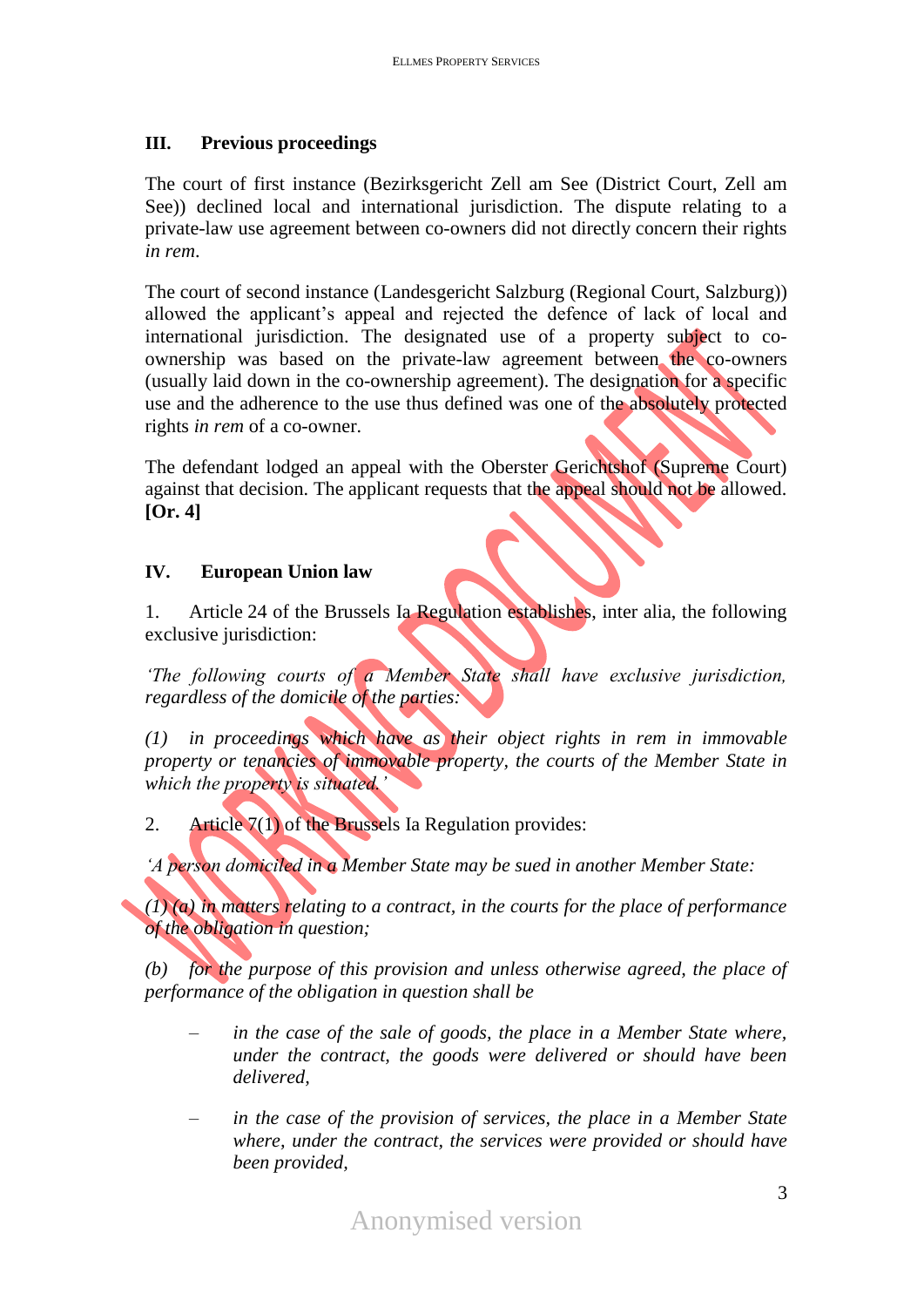## III. Previous proceedings

The court of first instance (Bezirksgericht Zell am See (District Court, Zell am See)) declined local and international jurisdiction. The dispute relating to a private-law use agreement between co-owners did not directly concern their rights *in rem*.

The court of second instance (Landesgericht Salzburg (Regional Court, Salzburg)) allowed the applicant's appeal and rejected the defence of lack of local and international jurisdiction. The designated use of a property subject to co-ownership was based on the private-law agreement between the co-owners (usually laid down in the co-ownership agreement). The designation for a specific use and the adherence to the use thus defined was one of the absolutely protected rights *in rem* of a co-owner.

The defendant lodged an appeal with the Oberster Gerichtshof (Supreme Court) against that decision. The applicant requests that the appeal should not be allowed. **[Or. 4]**

## IV. European Union law

1. Article 24 of the Brussels Ia Regulation establishes, inter alia, the following exclusive jurisdiction:

*'The following courts of a Member State shall have exclusive jurisdiction, regardless of the domicile of the parties:*

*(1) in proceedings which have as their object rights in rem in immovable property or tenancies of immovable property, the courts of the Member State in which the property is situated.'*

2. Article 7(1) of the Brussels Ia Regulation provides:

*'A person domiciled in a Member State may be sued in another Member State:*

*(1) (a) in matters relating to a contract, in the courts for the place of performance of the obligation in question;*

*(b) for the purpose of this provision and unless otherwise agreed, the place of performance of the obligation in question shall be*

- *in the case of the sale of goods, the place in a Member State where, under the contract, the goods were delivered or should have been delivered,*
- *in the case of the provision of services, the place in a Member State where, under the contract, the services were provided or should have been provided,*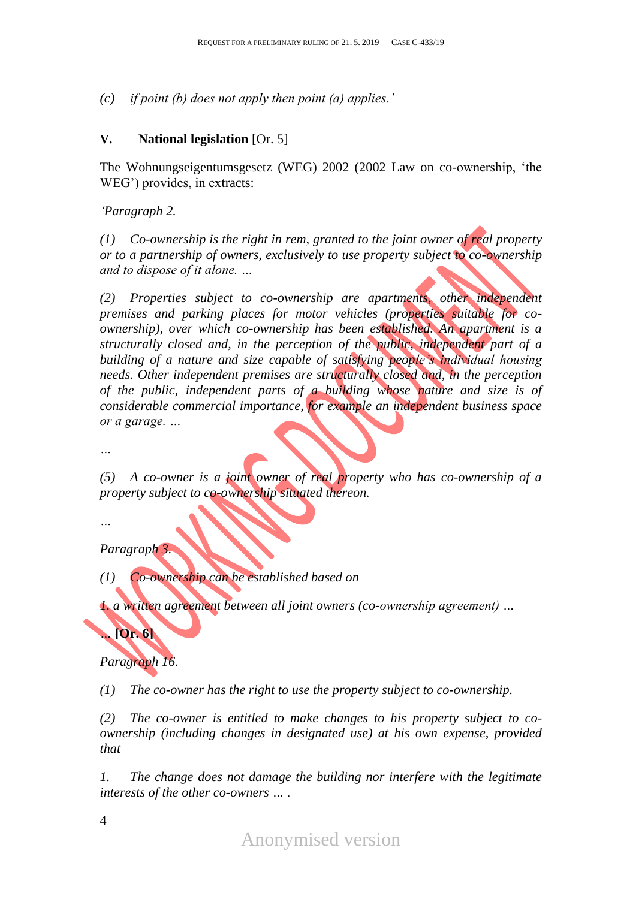*(c) if point (b) does not apply then point (a) applies.'*

## V. National legislation [Or. 5]

The Wohnungseigentumsgesetz (WEG) 2002 (2002 Law on co-ownership, 'the WEG') provides, in extracts:

*'Paragraph 2.*

*(1) Co-ownership is the right in rem, granted to the joint owner of real property or to a partnership of owners, exclusively to use property subject to co-ownership and to dispose of it alone. …*

*(2) Properties subject to co-ownership are apartments, other independent premises and parking places for motor vehicles (properties suitable for co-ownership), over which co-ownership has been established. An apartment is a structurally closed and, in the perception of the public, independent part of a building of a nature and size capable of satisfying people's individual housing needs. Other independent premises are structurally closed and, in the perception of the public, independent parts of a building whose nature and size is of considerable commercial importance, for example an independent business space or a garage. …*

*…*

*(5) A co-owner is a joint owner of real property who has co-ownership of a property subject to co-ownership situated thereon.*

*…*

*Paragraph 3.*

*(1) Co-ownership can be established based on*

*1. a written agreement between all joint owners (co-ownership agreement) …*

*…* **[Or. 6]**

*Paragraph 16.*

*(1) The co-owner has the right to use the property subject to co-ownership.*

*(2) The co-owner is entitled to make changes to his property subject to co-ownership (including changes in designated use) at his own expense, provided that*

*1. The change does not damage the building nor interfere with the legitimate interests of the other co-owners … .*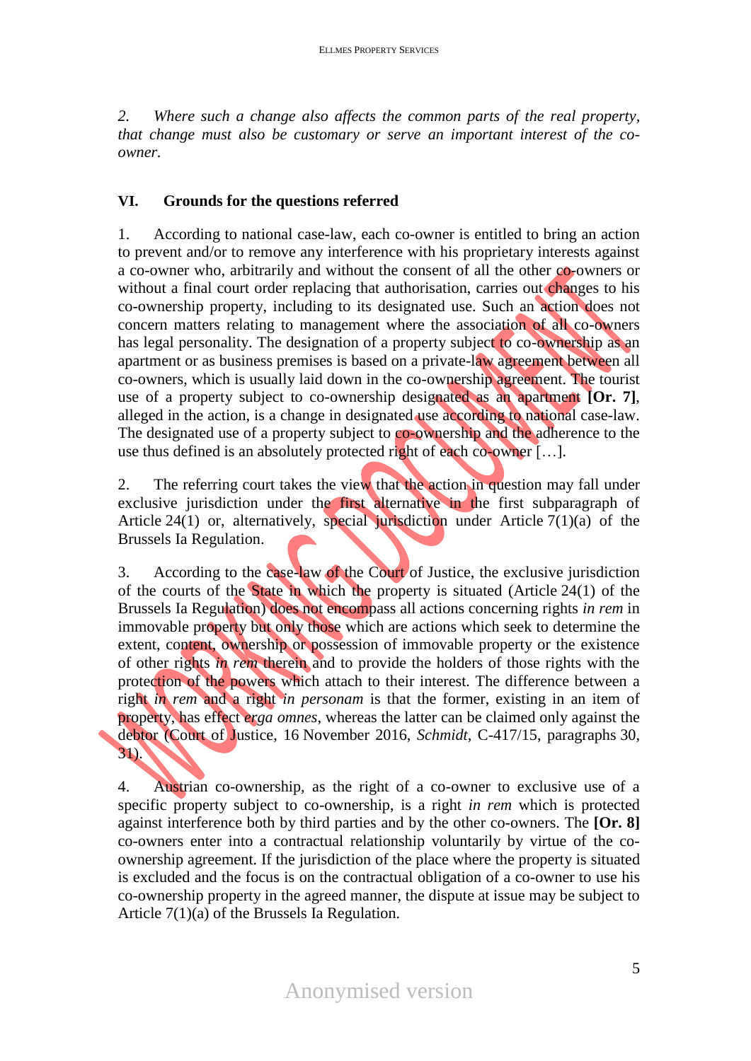*2. Where such a change also affects the common parts of the real property, that change must also be customary or serve an important interest of the co-owner.*

## VI. Grounds for the questions referred

1. According to national case-law, each co-owner is entitled to bring an action to prevent and/or to remove any interference with his proprietary interests against a co-owner who, arbitrarily and without the consent of all the other co-owners or without a final court order replacing that authorisation, carries out changes to his co-ownership property, including to its designated use. Such an action does not concern matters relating to management where the association of all co-owners has legal personality. The designation of a property subject to co-ownership as an apartment or as business premises is based on a private-law agreement between all co-owners, which is usually laid down in the co-ownership agreement. The tourist use of a property subject to co-ownership designated as an apartment **[Or. 7]**, alleged in the action, is a change in designated use according to national case-law. The designated use of a property subject to co-ownership and the adherence to the use thus defined is an absolutely protected right of each co-owner […].

2. The referring court takes the view that the action in question may fall under exclusive jurisdiction under the first alternative in the first subparagraph of Article 24(1) or, alternatively, special jurisdiction under Article 7(1)(a) of the Brussels Ia Regulation.

3. According to the case-law of the Court of Justice, the exclusive jurisdiction of the courts of the State in which the property is situated (Article 24(1) of the Brussels Ia Regulation) does not encompass all actions concerning rights *in rem* in immovable property but only those which are actions which seek to determine the extent, content, ownership or possession of immovable property or the existence of other rights *in rem* therein and to provide the holders of those rights with the protection of the powers which attach to their interest. The difference between a right *in rem* and a right *in personam* is that the former, existing in an item of property, has effect *erga omnes*, whereas the latter can be claimed only against the debtor (Court of Justice, 16 November 2016, *Schmidt*, C-417/15, paragraphs 30, 31).

4. Austrian co-ownership, as the right of a co-owner to exclusive use of a specific property subject to co-ownership, is a right *in rem* which is protected against interference both by third parties and by the other co-owners. The **[Or. 8]** co-owners enter into a contractual relationship voluntarily by virtue of the co-ownership agreement. If the jurisdiction of the place where the property is situated is excluded and the focus is on the contractual obligation of a co-owner to use his co-ownership property in the agreed manner, the dispute at issue may be subject to Article 7(1)(a) of the Brussels Ia Regulation.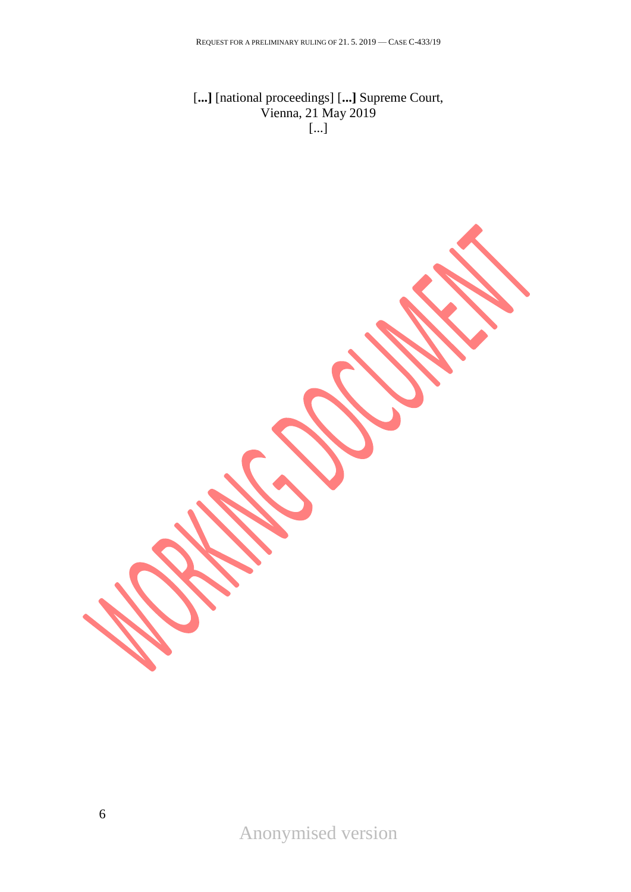[**...**] [national proceedings] [**...**] Supreme Court,
Vienna, 21 May 2019
[...]